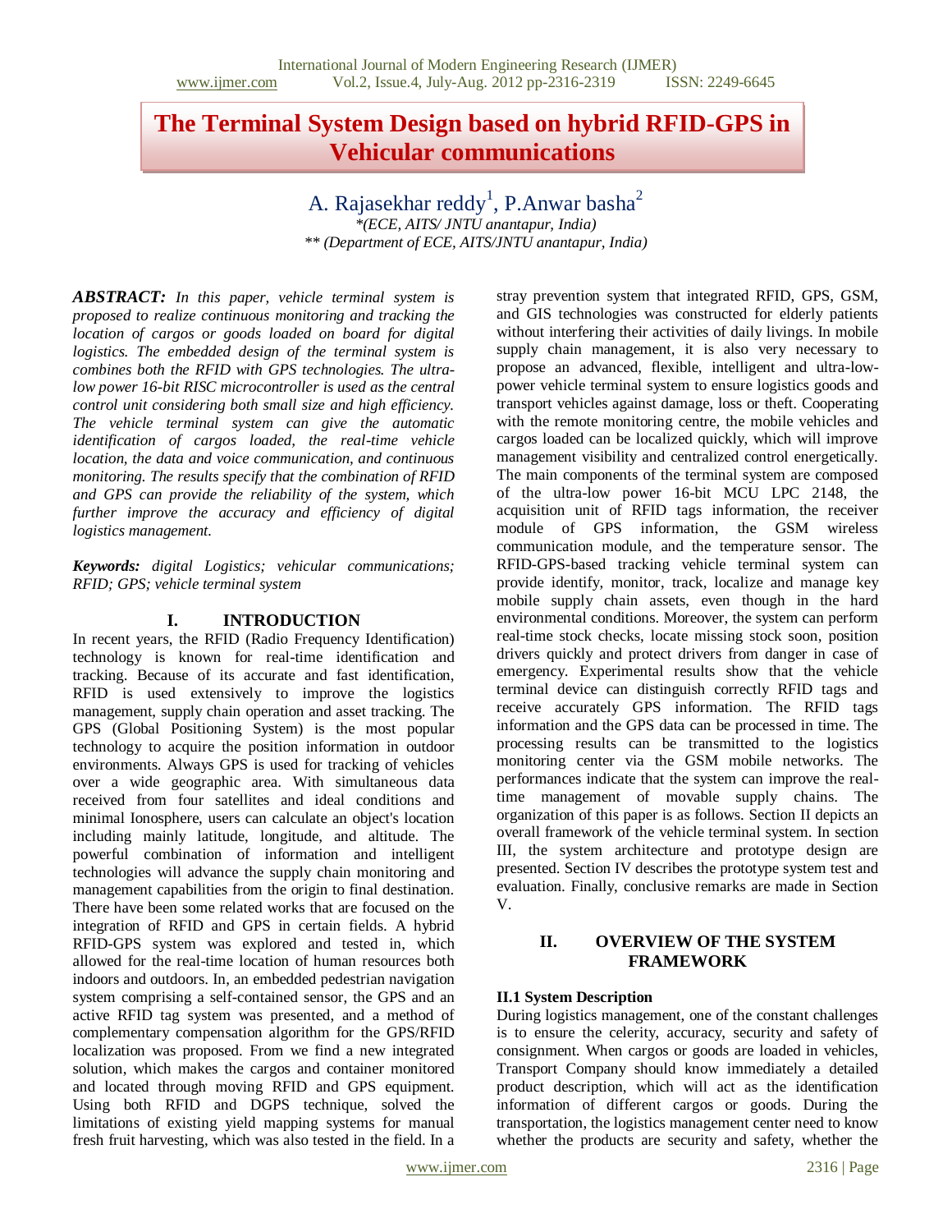# The Terminal System Design based on hybrid RFID-GPS in Vehicular communications

A. Rajasekhar reddy[1], P.Anwar basha[2]

*(ECE, AITS/ JNTU anantapur, India)

** (Department of ECE, AITS/JNTU anantapur, India)

***ABSTRACT:*** *In this paper, vehicle terminal system is proposed to realize continuous monitoring and tracking the location of cargos or goods loaded on board for digital logistics. The embedded design of the terminal system is combines both the RFID with GPS technologies. The ultra-low power 16-bit RISC microcontroller is used as the central control unit considering both small size and high efficiency. The vehicle terminal system can give the automatic identification of cargos loaded, the real-time vehicle location, the data and voice communication, and continuous monitoring. The results specify that the combination of RFID and GPS can provide the reliability of the system, which further improve the accuracy and efficiency of digital logistics management.*

***Keywords:*** *digital Logistics; vehicular communications; RFID; GPS; vehicle terminal system*

## I. INTRODUCTION

In recent years, the RFID (Radio Frequency Identification) technology is known for real-time identification and tracking. Because of its accurate and fast identification, RFID is used extensively to improve the logistics management, supply chain operation and asset tracking. The GPS (Global Positioning System) is the most popular technology to acquire the position information in outdoor environments. Always GPS is used for tracking of vehicles over a wide geographic area. With simultaneous data received from four satellites and ideal conditions and minimal Ionosphere, users can calculate an object's location including mainly latitude, longitude, and altitude. The powerful combination of information and intelligent technologies will advance the supply chain monitoring and management capabilities from the origin to final destination. There have been some related works that are focused on the integration of RFID and GPS in certain fields. A hybrid RFID-GPS system was explored and tested in, which allowed for the real-time location of human resources both indoors and outdoors. In, an embedded pedestrian navigation system comprising a self-contained sensor, the GPS and an active RFID tag system was presented, and a method of complementary compensation algorithm for the GPS/RFID localization was proposed. From we find a new integrated solution, which makes the cargos and container monitored and located through moving RFID and GPS equipment. Using both RFID and DGPS technique, solved the limitations of existing yield mapping systems for manual fresh fruit harvesting, which was also tested in the field. In a stray prevention system that integrated RFID, GPS, GSM, and GIS technologies was constructed for elderly patients without interfering their activities of daily livings. In mobile supply chain management, it is also very necessary to propose an advanced, flexible, intelligent and ultra-low-power vehicle terminal system to ensure logistics goods and transport vehicles against damage, loss or theft. Cooperating with the remote monitoring centre, the mobile vehicles and cargos loaded can be localized quickly, which will improve management visibility and centralized control energetically. The main components of the terminal system are composed of the ultra-low power 16-bit MCU LPC 2148, the acquisition unit of RFID tags information, the receiver module of GPS information, the GSM wireless communication module, and the temperature sensor. The RFID-GPS-based tracking vehicle terminal system can provide identify, monitor, track, localize and manage key mobile supply chain assets, even though in the hard environmental conditions. Moreover, the system can perform real-time stock checks, locate missing stock soon, position drivers quickly and protect drivers from danger in case of emergency. Experimental results show that the vehicle terminal device can distinguish correctly RFID tags and receive accurately GPS information. The RFID tags information and the GPS data can be processed in time. The processing results can be transmitted to the logistics monitoring center via the GSM mobile networks. The performances indicate that the system can improve the real-time management of movable supply chains. The organization of this paper is as follows. Section II depicts an overall framework of the vehicle terminal system. In section III, the system architecture and prototype design are presented. Section IV describes the prototype system test and evaluation. Finally, conclusive remarks are made in Section V.

## II. OVERVIEW OF THE SYSTEM FRAMEWORK

### II.1 System Description

During logistics management, one of the constant challenges is to ensure the celerity, accuracy, security and safety of consignment. When cargos or goods are loaded in vehicles, Transport Company should know immediately a detailed product description, which will act as the identification information of different cargos or goods. During the transportation, the logistics management center need to know whether the products are security and safety, whether the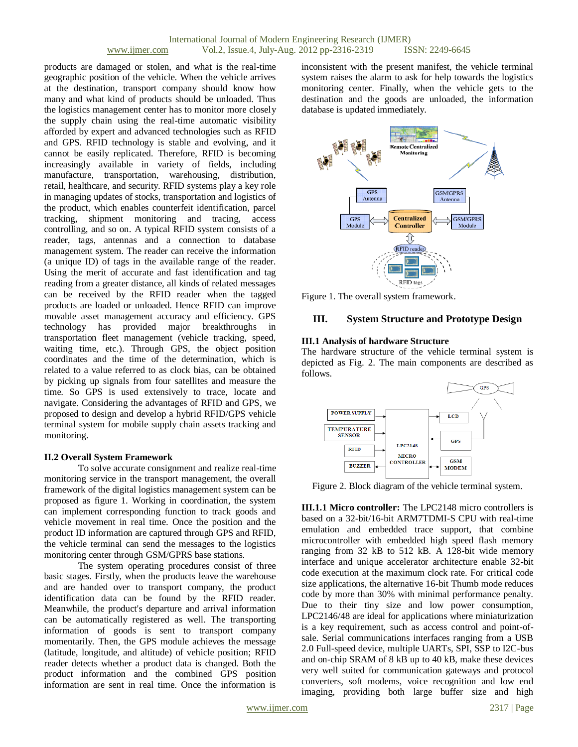products are damaged or stolen, and what is the real-time geographic position of the vehicle. When the vehicle arrives at the destination, transport company should know how many and what kind of products should be unloaded. Thus the logistics management center has to monitor more closely the supply chain using the real-time automatic visibility afforded by expert and advanced technologies such as RFID and GPS. RFID technology is stable and evolving, and it cannot be easily replicated. Therefore, RFID is becoming increasingly available in variety of fields, including manufacture, transportation, warehousing, distribution, retail, healthcare, and security. RFID systems play a key role in managing updates of stocks, transportation and logistics of the product, which enables counterfeit identification, parcel tracking, shipment monitoring and tracing, access controlling, and so on. A typical RFID system consists of a reader, tags, antennas and a connection to database management system. The reader can receive the information (a unique ID) of tags in the available range of the reader. Using the merit of accurate and fast identification and tag reading from a greater distance, all kinds of related messages can be received by the RFID reader when the tagged products are loaded or unloaded. Hence RFID can improve movable asset management accuracy and efficiency. GPS technology has provided major breakthroughs in transportation fleet management (vehicle tracking, speed, waiting time, etc.). Through GPS, the object position coordinates and the time of the determination, which is related to a value referred to as clock bias, can be obtained by picking up signals from four satellites and measure the time. So GPS is used extensively to trace, locate and navigate. Considering the advantages of RFID and GPS, we proposed to design and develop a hybrid RFID/GPS vehicle terminal system for mobile supply chain assets tracking and monitoring.

### II.2 Overall System Framework

To solve accurate consignment and realize real-time monitoring service in the transport management, the overall framework of the digital logistics management system can be proposed as figure 1. Working in coordination, the system can implement corresponding function to track goods and vehicle movement in real time. Once the position and the product ID information are captured through GPS and RFID, the vehicle terminal can send the messages to the logistics monitoring center through GSM/GPRS base stations.

The system operating procedures consist of three basic stages. Firstly, when the products leave the warehouse and are handed over to transport company, the product identification data can be found by the RFID reader. Meanwhile, the product's departure and arrival information can be automatically registered as well. The transporting information of goods is sent to transport company momentarily. Then, the GPS module achieves the message (latitude, longitude, and altitude) of vehicle position; RFID reader detects whether a product data is changed. Both the product information and the combined GPS position information are sent in real time. Once the information is inconsistent with the present manifest, the vehicle terminal system raises the alarm to ask for help towards the logistics monitoring center. Finally, when the vehicle gets to the destination and the goods are unloaded, the information database is updated immediately.

Remote Centralized Monitoring
GPS Antenna
GSM/GPRS Antenna
GPS Module
Centralized Controller
GSM/GPRS Module
RFID reader
RFID tags

Figure 1. The overall system framework.

## III. System Structure and Prototype Design

### III.1 Analysis of hardware Structure

The hardware structure of the vehicle terminal system is depicted as Fig. 2. The main components are described as follows.

GPS
POWER SUPPLY
TEMPURATURE SENSOR
RFID
BUZZER
LPC2148 MICRO CONTROLLER
LCD
GPS
GSM MODEM

Figure 2. Block diagram of the vehicle terminal system.

**III.1.1 Micro controller:** The LPC2148 micro controllers is based on a 32-bit/16-bit ARM7TDMI-S CPU with real-time emulation and embedded trace support, that combine microcontroller with embedded high speed flash memory ranging from 32 kB to 512 kB. A 128-bit wide memory interface and unique accelerator architecture enable 32-bit code execution at the maximum clock rate. For critical code size applications, the alternative 16-bit Thumb mode reduces code by more than 30% with minimal performance penalty. Due to their tiny size and low power consumption, LPC2146/48 are ideal for applications where miniaturization is a key requirement, such as access control and point-of-sale. Serial communications interfaces ranging from a USB 2.0 Full-speed device, multiple UARTs, SPI, SSP to I2C-bus and on-chip SRAM of 8 kB up to 40 kB, make these devices very well suited for communication gateways and protocol converters, soft modems, voice recognition and low end imaging, providing both large buffer size and high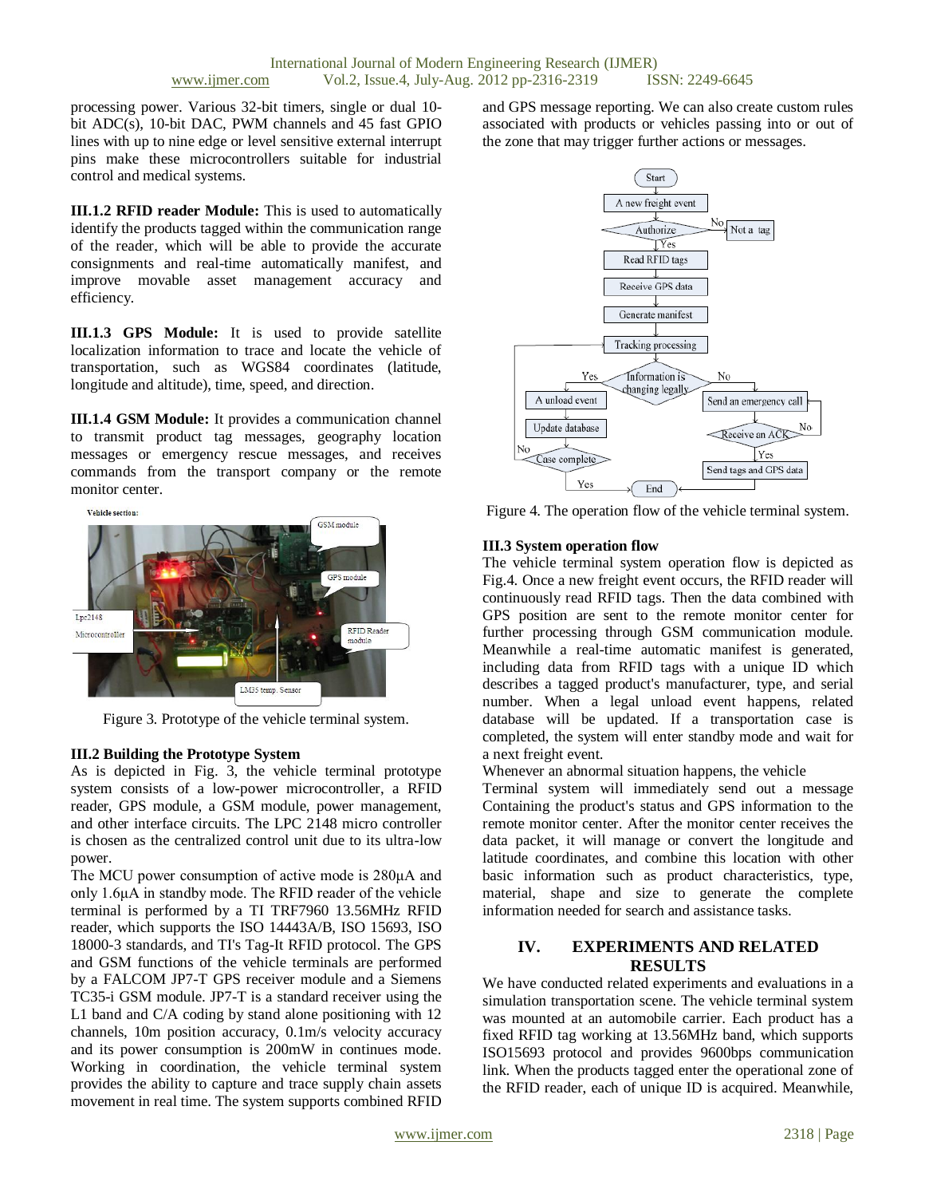processing power. Various 32-bit timers, single or dual 10-bit ADC(s), 10-bit DAC, PWM channels and 45 fast GPIO lines with up to nine edge or level sensitive external interrupt pins make these microcontrollers suitable for industrial control and medical systems.

**III.1.2 RFID reader Module:** This is used to automatically identify the products tagged within the communication range of the reader, which will be able to provide the accurate consignments and real-time automatically manifest, and improve movable asset management accuracy and efficiency.

**III.1.3 GPS Module:** It is used to provide satellite localization information to trace and locate the vehicle of transportation, such as WGS84 coordinates (latitude, longitude and altitude), time, speed, and direction.

**III.1.4 GSM Module:** It provides a communication channel to transmit product tag messages, geography location messages or emergency rescue messages, and receives commands from the transport company or the remote monitor center.

Vehicle section:

GSM module

GPS module

Lpc2148 Microcontroller

RFID Reader module

LM35 temp. Sensor

Figure 3. Prototype of the vehicle terminal system.

### III.2 Building the Prototype System

As is depicted in Fig. 3, the vehicle terminal prototype system consists of a low-power microcontroller, a RFID reader, GPS module, a GSM module, power management, and other interface circuits. The LPC 2148 micro controller is chosen as the centralized control unit due to its ultra-low power.

The MCU power consumption of active mode is 280µA and only 1.6µA in standby mode. The RFID reader of the vehicle terminal is performed by a TI TRF7960 13.56MHz RFID reader, which supports the ISO 14443A/B, ISO 15693, ISO 18000-3 standards, and TI's Tag-It RFID protocol. The GPS and GSM functions of the vehicle terminals are performed by a FALCOM JP7-T GPS receiver module and a Siemens TC35-i GSM module. JP7-T is a standard receiver using the L1 band and C/A coding by stand alone positioning with 12 channels, 10m position accuracy, 0.1m/s velocity accuracy and its power consumption is 200mW in continues mode. Working in coordination, the vehicle terminal system provides the ability to capture and trace supply chain assets movement in real time. The system supports combined RFID and GPS message reporting. We can also create custom rules associated with products or vehicles passing into or out of the zone that may trigger further actions or messages.

Start

A new freight event

Authorize

No

Not a tag

Yes

Read RFID tags

Receive GPS data

Generate manifest

Tracking processing

Yes

Information is changing legally

No

A unload event

Send an emergency call

Update database

Receive an ACK

No

No

Case complete

Yes

Send tags and GPS data

Yes

End

Figure 4. The operation flow of the vehicle terminal system.

### III.3 System operation flow

The vehicle terminal system operation flow is depicted as Fig.4. Once a new freight event occurs, the RFID reader will continuously read RFID tags. Then the data combined with GPS position are sent to the remote monitor center for further processing through GSM communication module. Meanwhile a real-time automatic manifest is generated, including data from RFID tags with a unique ID which describes a tagged product's manufacturer, type, and serial number. When a legal unload event happens, related database will be updated. If a transportation case is completed, the system will enter standby mode and wait for a next freight event.

Whenever an abnormal situation happens, the vehicle Terminal system will immediately send out a message Containing the product's status and GPS information to the remote monitor center. After the monitor center receives the data packet, it will manage or convert the longitude and latitude coordinates, and combine this location with other basic information such as product characteristics, type, material, shape and size to generate the complete information needed for search and assistance tasks.

## IV. EXPERIMENTS AND RELATED RESULTS

We have conducted related experiments and evaluations in a simulation transportation scene. The vehicle terminal system was mounted at an automobile carrier. Each product has a fixed RFID tag working at 13.56MHz band, which supports ISO15693 protocol and provides 9600bps communication link. When the products tagged enter the operational zone of the RFID reader, each of unique ID is acquired. Meanwhile,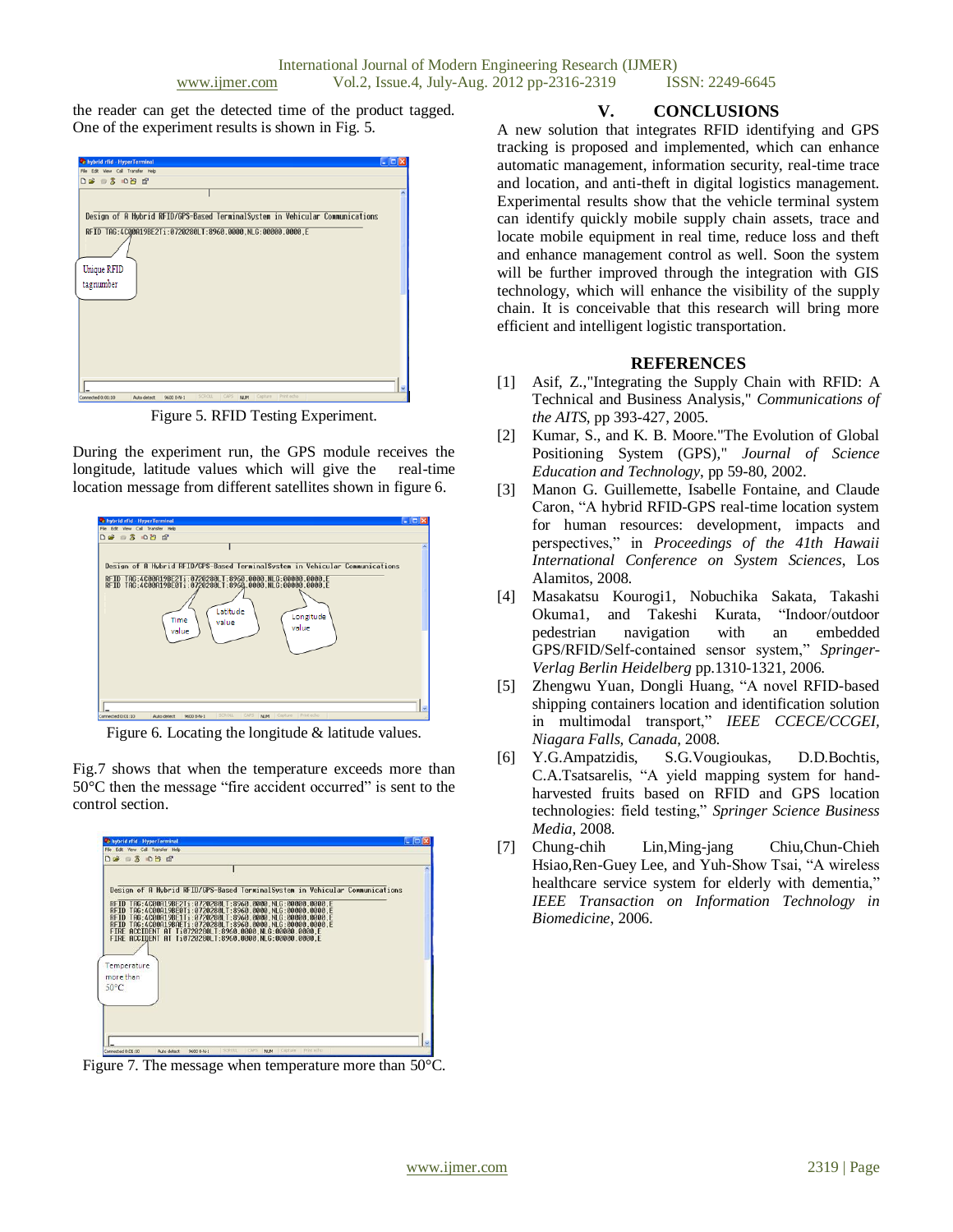the reader can get the detected time of the product tagged. One of the experiment results is shown in Fig. 5.

Figure 5. RFID Testing Experiment.

During the experiment run, the GPS module receives the longitude, latitude values which will give the real-time location message from different satellites shown in figure 6.

Figure 6. Locating the longitude & latitude values.

Fig.7 shows that when the temperature exceeds more than 50°C then the message "fire accident occurred" is sent to the control section.

Figure 7. The message when temperature more than 50°C.

## V. CONCLUSIONS

A new solution that integrates RFID identifying and GPS tracking is proposed and implemented, which can enhance automatic management, information security, real-time trace and location, and anti-theft in digital logistics management. Experimental results show that the vehicle terminal system can identify quickly mobile supply chain assets, trace and locate mobile equipment in real time, reduce loss and theft and enhance management control as well. Soon the system will be further improved through the integration with GIS technology, which will enhance the visibility of the supply chain. It is conceivable that this research will bring more efficient and intelligent logistic transportation.

## REFERENCES

[1] Asif, Z.,"Integrating the Supply Chain with RFID: A Technical and Business Analysis," *Communications of the AITS*, pp 393-427, 2005.

[2] Kumar, S., and K. B. Moore."The Evolution of Global Positioning System (GPS)," *Journal of Science Education and Technology*, pp 59-80, 2002.

[3] Manon G. Guillemette, Isabelle Fontaine, and Claude Caron, "A hybrid RFID-GPS real-time location system for human resources: development, impacts and perspectives," in *Proceedings of the 41th Hawaii International Conference on System Sciences*, Los Alamitos, 2008.

[4] Masakatsu Kourogi1, Nobuchika Sakata, Takashi Okuma1, and Takeshi Kurata, "Indoor/outdoor pedestrian navigation with an embedded GPS/RFID/Self-contained sensor system," *Springer-Verlag Berlin Heidelberg* pp.1310-1321, 2006.

[5] Zhengwu Yuan, Dongli Huang, "A novel RFID-based shipping containers location and identification solution in multimodal transport," *IEEE CCECE/CCGEI, Niagara Falls, Canada*, 2008.

[6] Y.G.Ampatzidis, S.G.Vougioukas, D.D.Bochtis, C.A.Tsatsarelis, "A yield mapping system for hand-harvested fruits based on RFID and GPS location technologies: field testing," *Springer Science Business Media*, 2008.

[7] Chung-chih Lin,Ming-jang Chiu,Chun-Chieh Hsiao,Ren-Guey Lee, and Yuh-Show Tsai, "A wireless healthcare service system for elderly with dementia," *IEEE Transaction on Information Technology in Biomedicine*, 2006.